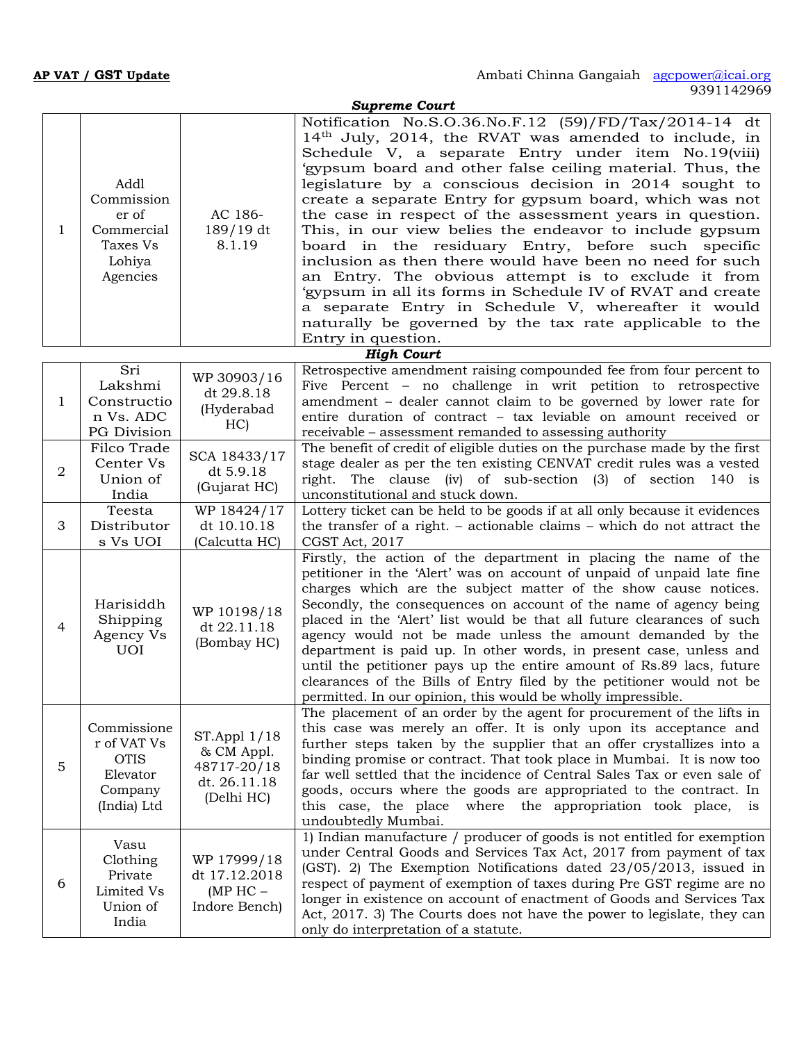**AP VAT / GST Update** Ambati Chinna Gangaiah agcpower@icai.org 9391142969

***Supreme Court***

| | | | |
|---|---|---|---|
| 1 | Addl Commissioner of Commercial Taxes Vs Lohiya Agencies | AC 186-189/19 dt 8.1.19 | Notification No.S.O.36.No.F.12 (59)/FD/Tax/2014-14 dt 14th July, 2014, the RVAT was amended to include, in Schedule V, a separate Entry under item No.19(viii) 'gypsum board and other false ceiling material. Thus, the legislature by a conscious decision in 2014 sought to create a separate Entry for gypsum board, which was not the case in respect of the assessment years in question. This, in our view belies the endeavor to include gypsum board in the residuary Entry, before such specific inclusion as then there would have been no need for such an Entry. The obvious attempt is to exclude it from 'gypsum in all its forms in Schedule IV of RVAT and create a separate Entry in Schedule V, whereafter it would naturally be governed by the tax rate applicable to the Entry in question. |

***High Court***

| | | | |
|---|---|---|---|
| 1 | Sri Lakshmi Construction Vs. ADC PG Division | WP 30903/16 dt 29.8.18 (Hyderabad HC) | Retrospective amendment raising compounded fee from four percent to Five Percent – no challenge in writ petition to retrospective amendment – dealer cannot claim to be governed by lower rate for entire duration of contract – tax leviable on amount received or receivable – assessment remanded to assessing authority |
| 2 | Filco Trade Center Vs Union of India | SCA 18433/17 dt 5.9.18 (Gujarat HC) | The benefit of credit of eligible duties on the purchase made by the first stage dealer as per the ten existing CENVAT credit rules was a vested right. The clause (iv) of sub-section (3) of section 140 is unconstitutional and stuck down. |
| 3 | Teesta Distributors Vs UOI | WP 18424/17 dt 10.10.18 (Calcutta HC) | Lottery ticket can be held to be goods if at all only because it evidences the transfer of a right. – actionable claims – which do not attract the CGST Act, 2017 |
| 4 | Harisiddh Shipping Agency Vs UOI | WP 10198/18 dt 22.11.18 (Bombay HC) | Firstly, the action of the department in placing the name of the petitioner in the 'Alert' was on account of unpaid of unpaid late fine charges which are the subject matter of the show cause notices. Secondly, the consequences on account of the name of agency being placed in the 'Alert' list would be that all future clearances of such agency would not be made unless the amount demanded by the department is paid up. In other words, in present case, unless and until the petitioner pays up the entire amount of Rs.89 lacs, future clearances of the Bills of Entry filed by the petitioner would not be permitted. In our opinion, this would be wholly impressible. |
| 5 | Commissioner of VAT Vs OTIS Elevator Company (India) Ltd | ST.Appl 1/18 & CM Appl. 48717-20/18 dt. 26.11.18 (Delhi HC) | The placement of an order by the agent for procurement of the lifts in this case was merely an offer. It is only upon its acceptance and further steps taken by the supplier that an offer crystallizes into a binding promise or contract. That took place in Mumbai. It is now too far well settled that the incidence of Central Sales Tax or even sale of goods, occurs where the goods are appropriated to the contract. In this case, the place where the appropriation took place, is undoubtedly Mumbai. |
| 6 | Vasu Clothing Private Limited Vs Union of India | WP 17999/18 dt 17.12.2018 (MP HC – Indore Bench) | 1) Indian manufacture / producer of goods is not entitled for exemption under Central Goods and Services Tax Act, 2017 from payment of tax (GST). 2) The Exemption Notifications dated 23/05/2013, issued in respect of payment of exemption of taxes during Pre GST regime are no longer in existence on account of enactment of Goods and Services Tax Act, 2017. 3) The Courts does not have the power to legislate, they can only do interpretation of a statute. |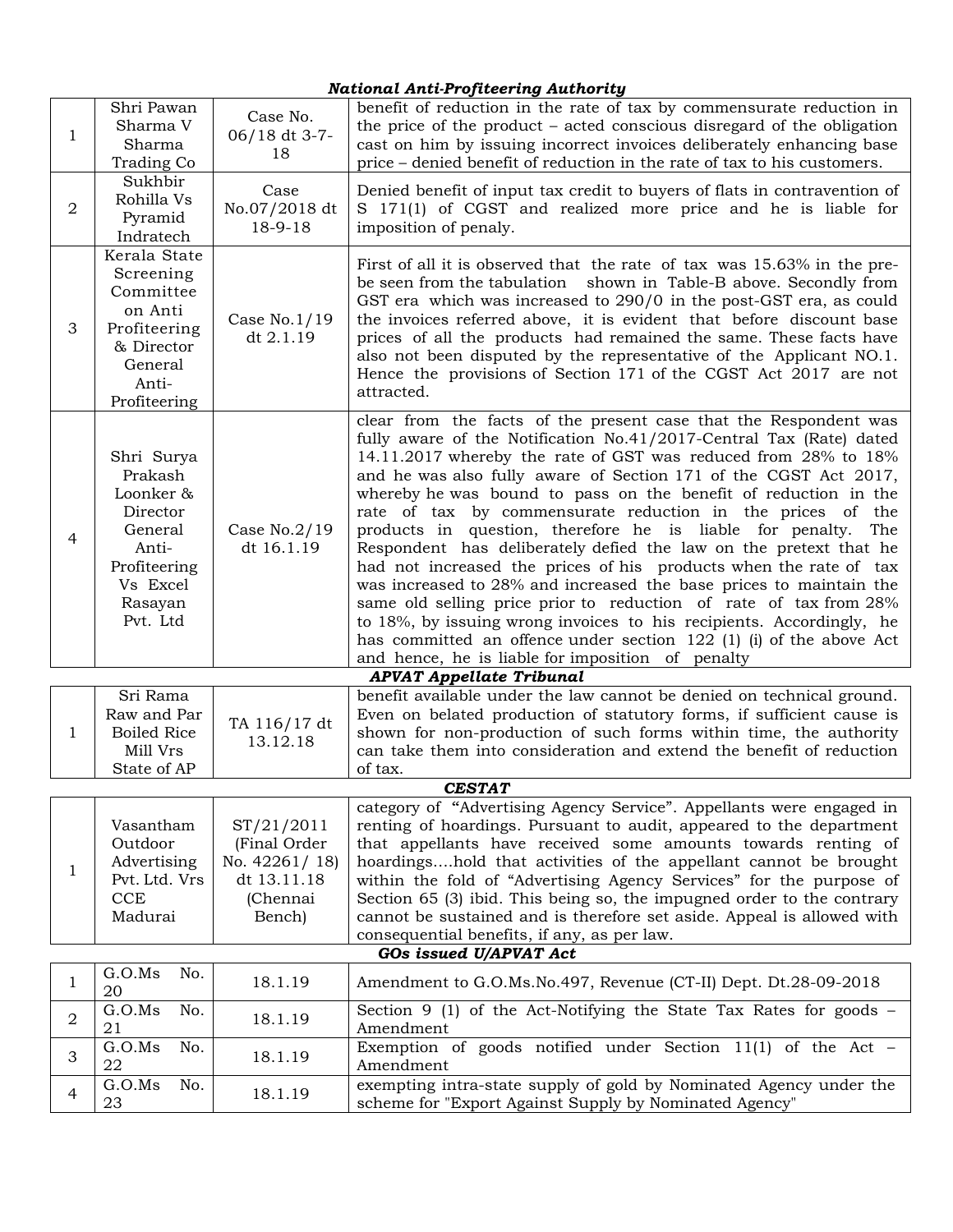### *National Anti-Profiteering Authority*

| | | | |
|---|---|---|---|
| 1 | Shri Pawan Sharma V Sharma Trading Co | Case No. 06/18 dt 3-7-18 | benefit of reduction in the rate of tax by commensurate reduction in the price of the product – acted conscious disregard of the obligation cast on him by issuing incorrect invoices deliberately enhancing base price – denied benefit of reduction in the rate of tax to his customers. |
| 2 | Sukhbir Rohilla Vs Pyramid Indratech | Case No.07/2018 dt 18-9-18 | Denied benefit of input tax credit to buyers of flats in contravention of S 171(1) of CGST and realized more price and he is liable for imposition of penaly. |
| 3 | Kerala State Screening Committee on Anti Profiteering & Director General Anti-Profiteering | Case No.1/19 dt 2.1.19 | First of all it is observed that the rate of tax was 15.63% in the pre-be seen from the tabulation shown in Table-B above. Secondly from GST era which was increased to 290/0 in the post-GST era, as could the invoices referred above, it is evident that before discount base prices of all the products had remained the same. These facts have also not been disputed by the representative of the Applicant NO.1. Hence the provisions of Section 171 of the CGST Act 2017 are not attracted. |
| 4 | Shri Surya Prakash Loonker & Director General Anti-Profiteering Vs Excel Rasayan Pvt. Ltd | Case No.2/19 dt 16.1.19 | clear from the facts of the present case that the Respondent was fully aware of the Notification No.41/2017-Central Tax (Rate) dated 14.11.2017 whereby the rate of GST was reduced from 28% to 18% and he was also fully aware of Section 171 of the CGST Act 2017, whereby he was bound to pass on the benefit of reduction in the rate of tax by commensurate reduction in the prices of the products in question, therefore he is liable for penalty. The Respondent has deliberately defied the law on the pretext that he had not increased the prices of his products when the rate of tax was increased to 28% and increased the base prices to maintain the same old selling price prior to reduction of rate of tax from 28% to 18%, by issuing wrong invoices to his recipients. Accordingly, he has committed an offence under section 122 (1) (i) of the above Act and hence, he is liable for imposition of penalty |

### *APVAT Appellate Tribunal*

| | | | |
|---|---|---|---|
| 1 | Sri Rama Raw and Par Boiled Rice Mill Vrs State of AP | TA 116/17 dt 13.12.18 | benefit available under the law cannot be denied on technical ground. Even on belated production of statutory forms, if sufficient cause is shown for non-production of such forms within time, the authority can take them into consideration and extend the benefit of reduction of tax. |

### *CESTAT*

| | | | |
|---|---|---|---|
| 1 | Vasantham Outdoor Advertising Pvt. Ltd. Vrs CCE Madurai | ST/21/2011 (Final Order No. 42261/ 18) dt 13.11.18 (Chennai Bench) | category of "Advertising Agency Service". Appellants were engaged in renting of hoardings. Pursuant to audit, appeared to the department that appellants have received some amounts towards renting of hoardings....hold that activities of the appellant cannot be brought within the fold of "Advertising Agency Services" for the purpose of Section 65 (3) ibid. This being so, the impugned order to the contrary cannot be sustained and is therefore set aside. Appeal is allowed with consequential benefits, if any, as per law. |

### *GOs issued U/APVAT Act*

| | | | |
|---|---|---|---|
| 1 | G.O.Ms No. 20 | 18.1.19 | Amendment to G.O.Ms.No.497, Revenue (CT-II) Dept. Dt.28-09-2018 |
| 2 | G.O.Ms No. 21 | 18.1.19 | Section 9 (1) of the Act-Notifying the State Tax Rates for goods – Amendment |
| 3 | G.O.Ms No. 22 | 18.1.19 | Exemption of goods notified under Section 11(1) of the Act – Amendment |
| 4 | G.O.Ms No. 23 | 18.1.19 | exempting intra-state supply of gold by Nominated Agency under the scheme for "Export Against Supply by Nominated Agency" |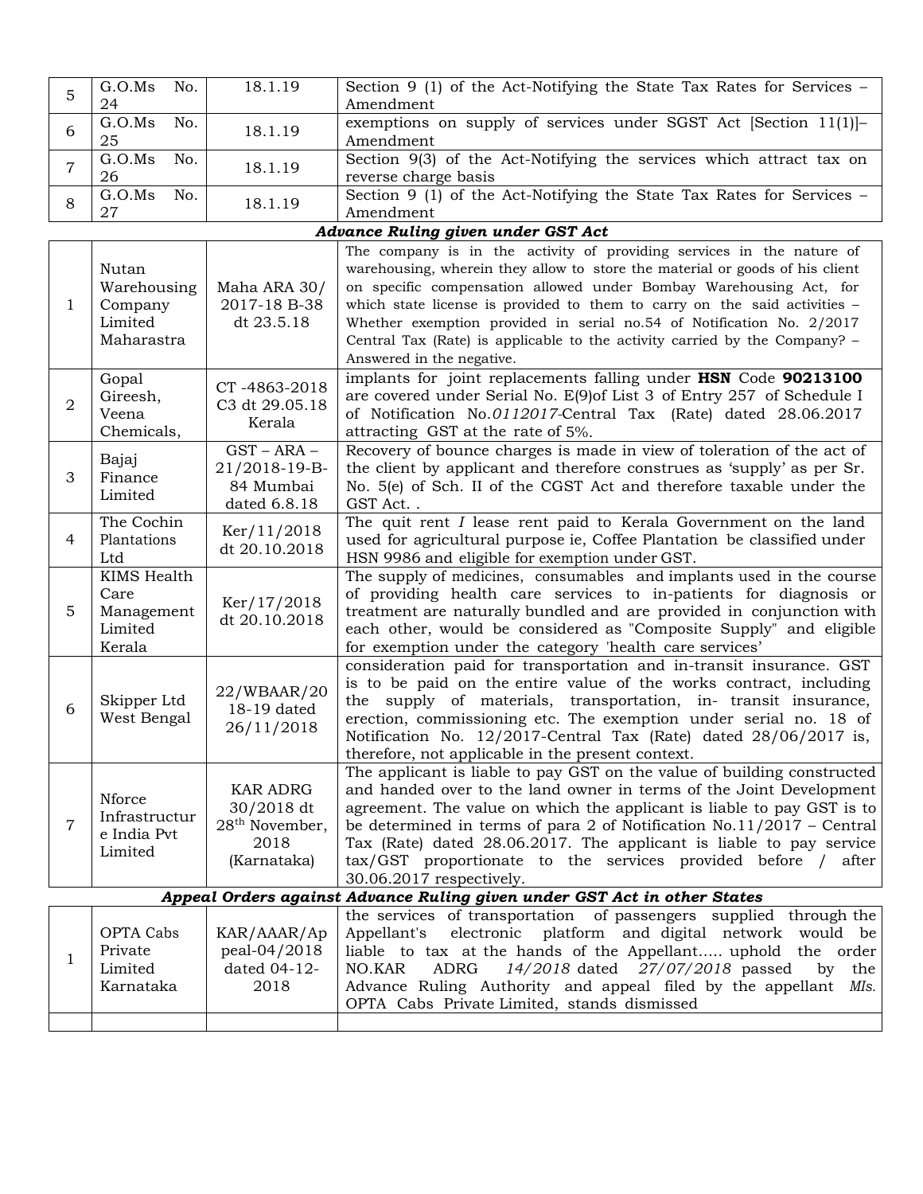| 5 | G.O.Ms No. 24 | 18.1.19 | Section 9 (1) of the Act-Notifying the State Tax Rates for Services – Amendment |
|---|---|---|---|
| 6 | G.O.Ms No. 25 | 18.1.19 | exemptions on supply of services under SGST Act [Section 11(1)]– Amendment |
| 7 | G.O.Ms No. 26 | 18.1.19 | Section 9(3) of the Act-Notifying the services which attract tax on reverse charge basis |
| 8 | G.O.Ms No. 27 | 18.1.19 | Section 9 (1) of the Act-Notifying the State Tax Rates for Services – Amendment |

***Advance Ruling given under GST Act***

| | | | |
|---|---|---|---|
| 1 | Nutan Warehousing Company Limited Maharastra | Maha ARA 30/ 2017-18 B-38 dt 23.5.18 | The company is in the activity of providing services in the nature of warehousing, wherein they allow to store the material or goods of his client on specific compensation allowed under Bombay Warehousing Act, for which state license is provided to them to carry on the said activities – Whether exemption provided in serial no.54 of Notification No. 2/2017 Central Tax (Rate) is applicable to the activity carried by the Company? – Answered in the negative. |
| 2 | Gopal Gireesh, Veena Chemicals, | CT -4863-2018 C3 dt 29.05.18 Kerala | implants for joint replacements falling under **HSN** Code **90213100** are covered under Serial No. E(9)of List 3 of Entry 257 of Schedule I of Notification No.*0112017*-Central Tax (Rate) dated 28.06.2017 attracting GST at the rate of 5%. |
| 3 | Bajaj Finance Limited | GST – ARA – 21/2018-19-B-84 Mumbai dated 6.8.18 | Recovery of bounce charges is made in view of toleration of the act of the client by applicant and therefore construes as 'supply' as per Sr. No. 5(e) of Sch. II of the CGST Act and therefore taxable under the GST Act. . |
| 4 | The Cochin Plantations Ltd | Ker/11/2018 dt 20.10.2018 | The quit rent *I* lease rent paid to Kerala Government on the land used for agricultural purpose ie, Coffee Plantation be classified under HSN 9986 and eligible for exemption under GST. |
| 5 | KIMS Health Care Management Limited Kerala | Ker/17/2018 dt 20.10.2018 | The supply of medicines, consumables and implants used in the course of providing health care services to in-patients for diagnosis or treatment are naturally bundled and are provided in conjunction with each other, would be considered as "Composite Supply" and eligible for exemption under the category 'health care services' |
| 6 | Skipper Ltd West Bengal | 22/WBAAR/2018-19 dated 26/11/2018 | consideration paid for transportation and in-transit insurance. GST is to be paid on the entire value of the works contract, including the supply of materials, transportation, in- transit insurance, erection, commissioning etc. The exemption under serial no. 18 of Notification No. 12/2017-Central Tax (Rate) dated 28/06/2017 is, therefore, not applicable in the present context. |
| 7 | Nforce Infrastructure India Pvt Limited | KAR ADRG 30/2018 dt 28th November, 2018 (Karnataka) | The applicant is liable to pay GST on the value of building constructed and handed over to the land owner in terms of the Joint Development agreement. The value on which the applicant is liable to pay GST is to be determined in terms of para 2 of Notification No.11/2017 – Central Tax (Rate) dated 28.06.2017. The applicant is liable to pay service tax/GST proportionate to the services provided before / after 30.06.2017 respectively. |

***Appeal Orders against Advance Ruling given under GST Act in other States***

| | | | |
|---|---|---|---|
| 1 | OPTA Cabs Private Limited Karnataka | KAR/AAAR/Appeal-04/2018 dated 04-12-2018 | the services of transportation of passengers supplied through the Appellant's electronic platform and digital network would be liable to tax at the hands of the Appellant..... uphold the order NO.KAR ADRG *14/2018* dated *27/07/2018* passed by the Advance Ruling Authority and appeal filed by the appellant *MIs.* OPTA Cabs Private Limited, stands dismissed |
| | | | |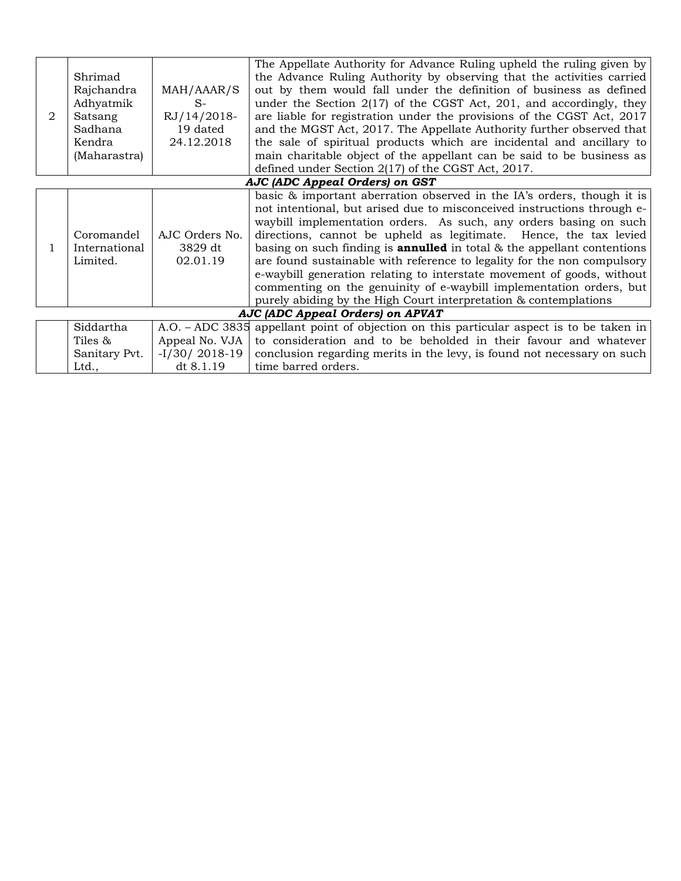| | | | |
|---|---|---|---|
| 2 | Shrimad Rajchandra Adhyatmik Satsang Sadhana Kendra (Maharastra) | MAH/AAAR/SS-RJ/14/2018-19 dated 24.12.2018 | The Appellate Authority for Advance Ruling upheld the ruling given by the Advance Ruling Authority by observing that the activities carried out by them would fall under the definition of business as defined under the Section 2(17) of the CGST Act, 201, and accordingly, they are liable for registration under the provisions of the CGST Act, 2017 and the MGST Act, 2017. The Appellate Authority further observed that the sale of spiritual products which are incidental and ancillary to main charitable object of the appellant can be said to be business as defined under Section 2(17) of the CGST Act, 2017. |
| | | ***AJC (ADC Appeal Orders) on GST*** | |
| 1 | Coromandel International Limited. | AJC Orders No. 3829 dt 02.01.19 | basic & important aberration observed in the IA's orders, though it is not intentional, but arised due to misconceived instructions through e-waybill implementation orders. As such, any orders basing on such directions, cannot be upheld as legitimate. Hence, the tax levied basing on such finding is **annulled** in total & the appellant contentions are found sustainable with reference to legality for the non compulsory e-waybill generation relating to interstate movement of goods, without commenting on the genuinity of e-waybill implementation orders, but purely abiding by the High Court interpretation & contemplations |
| | | ***AJC (ADC Appeal Orders) on APVAT*** | |
| | Siddartha Tiles & Sanitary Pvt. Ltd., | A.O. – ADC 3835 Appeal No. VJA -I/30/ 2018-19 dt 8.1.19 | appellant point of objection on this particular aspect is to be taken in to consideration and to be beholded in their favour and whatever conclusion regarding merits in the levy, is found not necessary on such time barred orders. |